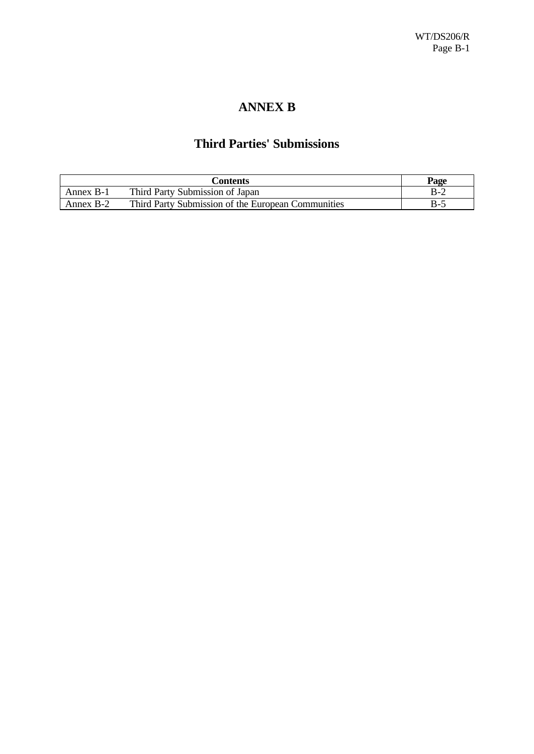# ANNEX B

## Third Parties' Submissions

| Contents | | Page |
|---|---|---|
| Annex B-1 | Third Party Submission of Japan | B-2 |
| Annex B-2 | Third Party Submission of the European Communities | B-5 |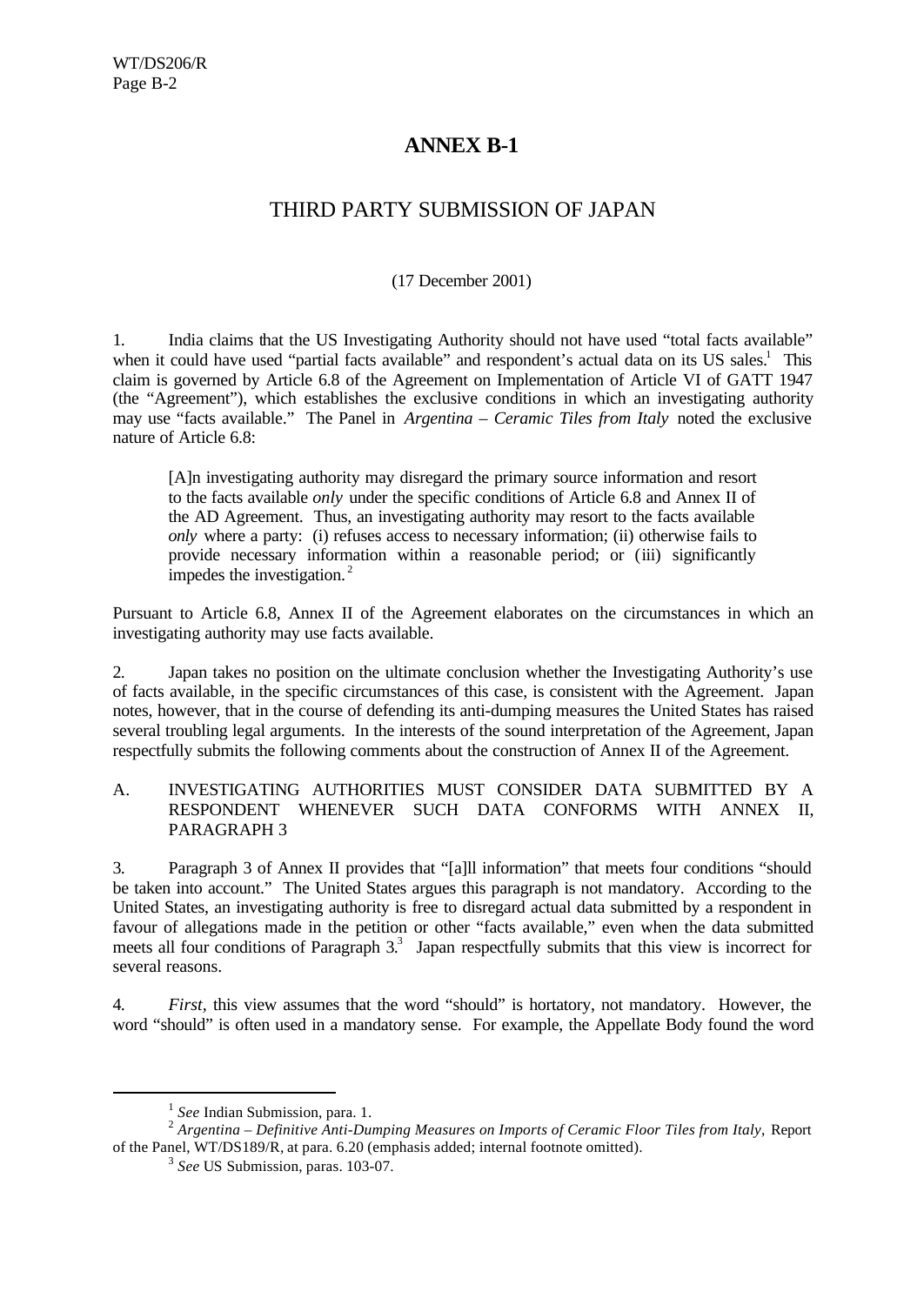# ANNEX B-1

## THIRD PARTY SUBMISSION OF JAPAN

(17 December 2001)

1. India claims that the US Investigating Authority should not have used "total facts available" when it could have used "partial facts available" and respondent's actual data on its US sales.[1] This claim is governed by Article 6.8 of the Agreement on Implementation of Article VI of GATT 1947 (the "Agreement"), which establishes the exclusive conditions in which an investigating authority may use "facts available." The Panel in *Argentina – Ceramic Tiles from Italy* noted the exclusive nature of Article 6.8:

> [A]n investigating authority may disregard the primary source information and resort to the facts available *only* under the specific conditions of Article 6.8 and Annex II of the AD Agreement. Thus, an investigating authority may resort to the facts available *only* where a party: (i) refuses access to necessary information; (ii) otherwise fails to provide necessary information within a reasonable period; or (iii) significantly impedes the investigation.[2]

Pursuant to Article 6.8, Annex II of the Agreement elaborates on the circumstances in which an investigating authority may use facts available.

2. Japan takes no position on the ultimate conclusion whether the Investigating Authority's use of facts available, in the specific circumstances of this case, is consistent with the Agreement. Japan notes, however, that in the course of defending its anti-dumping measures the United States has raised several troubling legal arguments. In the interests of the sound interpretation of the Agreement, Japan respectfully submits the following comments about the construction of Annex II of the Agreement.

### A. INVESTIGATING AUTHORITIES MUST CONSIDER DATA SUBMITTED BY A RESPONDENT WHENEVER SUCH DATA CONFORMS WITH ANNEX II, PARAGRAPH 3

3. Paragraph 3 of Annex II provides that "[a]ll information" that meets four conditions "should be taken into account." The United States argues this paragraph is not mandatory. According to the United States, an investigating authority is free to disregard actual data submitted by a respondent in favour of allegations made in the petition or other "facts available," even when the data submitted meets all four conditions of Paragraph 3.[3] Japan respectfully submits that this view is incorrect for several reasons.

4. *First*, this view assumes that the word "should" is hortatory, not mandatory. However, the word "should" is often used in a mandatory sense. For example, the Appellate Body found the word

---

[1] *See* Indian Submission, para. 1.

[2] *Argentina – Definitive Anti-Dumping Measures on Imports of Ceramic Floor Tiles from Italy*, Report of the Panel, WT/DS189/R, at para. 6.20 (emphasis added; internal footnote omitted).

[3] *See* US Submission, paras. 103-07.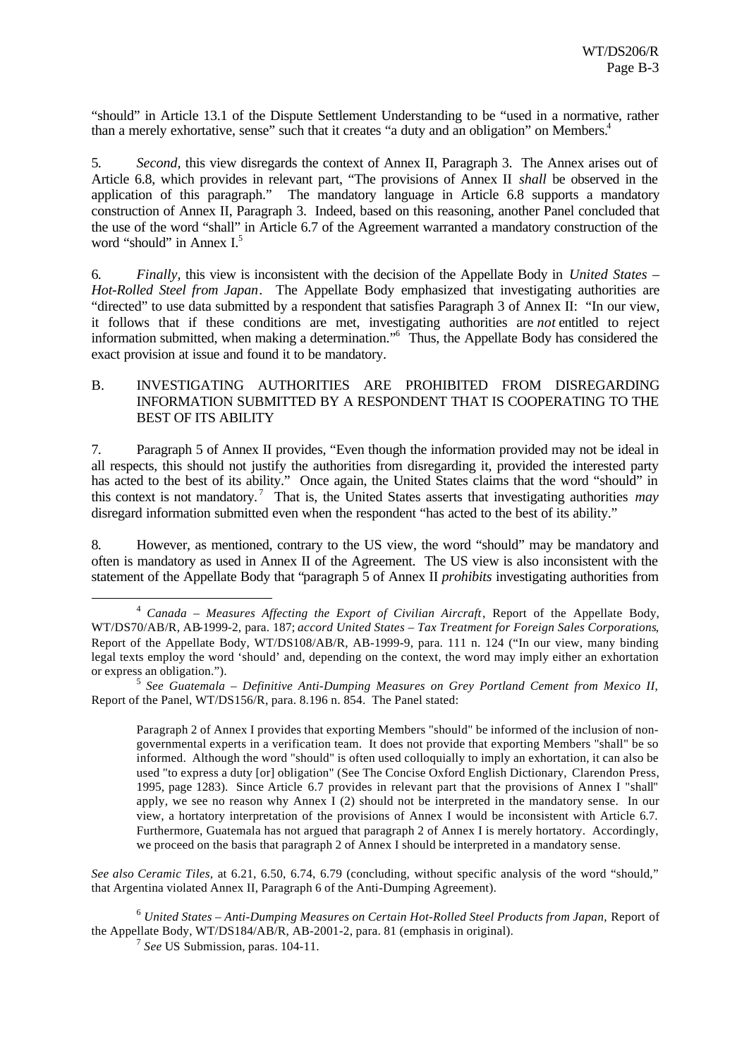"should" in Article 13.1 of the Dispute Settlement Understanding to be "used in a normative, rather than a merely exhortative, sense" such that it creates "a duty and an obligation" on Members.[4]

5. *Second*, this view disregards the context of Annex II, Paragraph 3. The Annex arises out of Article 6.8, which provides in relevant part, "The provisions of Annex II *shall* be observed in the application of this paragraph." The mandatory language in Article 6.8 supports a mandatory construction of Annex II, Paragraph 3. Indeed, based on this reasoning, another Panel concluded that the use of the word "shall" in Article 6.7 of the Agreement warranted a mandatory construction of the word "should" in Annex I.[5]

6. *Finally*, this view is inconsistent with the decision of the Appellate Body in *United States – Hot-Rolled Steel from Japan*. The Appellate Body emphasized that investigating authorities are "directed" to use data submitted by a respondent that satisfies Paragraph 3 of Annex II: "In our view, it follows that if these conditions are met, investigating authorities are *not* entitled to reject information submitted, when making a determination."[6] Thus, the Appellate Body has considered the exact provision at issue and found it to be mandatory.

## B. INVESTIGATING AUTHORITIES ARE PROHIBITED FROM DISREGARDING INFORMATION SUBMITTED BY A RESPONDENT THAT IS COOPERATING TO THE BEST OF ITS ABILITY

7. Paragraph 5 of Annex II provides, "Even though the information provided may not be ideal in all respects, this should not justify the authorities from disregarding it, provided the interested party has acted to the best of its ability." Once again, the United States claims that the word "should" in this context is not mandatory.[7] That is, the United States asserts that investigating authorities *may* disregard information submitted even when the respondent "has acted to the best of its ability."

8. However, as mentioned, contrary to the US view, the word "should" may be mandatory and often is mandatory as used in Annex II of the Agreement. The US view is also inconsistent with the statement of the Appellate Body that "paragraph 5 of Annex II *prohibits* investigating authorities from

---

[4] *Canada – Measures Affecting the Export of Civilian Aircraft*, Report of the Appellate Body, WT/DS70/AB/R, AB-1999-2, para. 187; *accord United States – Tax Treatment for Foreign Sales Corporations*, Report of the Appellate Body, WT/DS108/AB/R, AB-1999-9, para. 111 n. 124 ("In our view, many binding legal texts employ the word 'should' and, depending on the context, the word may imply either an exhortation or express an obligation.").

[5] *See Guatemala – Definitive Anti-Dumping Measures on Grey Portland Cement from Mexico II*, Report of the Panel, WT/DS156/R, para. 8.196 n. 854. The Panel stated:

> Paragraph 2 of Annex I provides that exporting Members "should" be informed of the inclusion of non-governmental experts in a verification team. It does not provide that exporting Members "shall" be so informed. Although the word "should" is often used colloquially to imply an exhortation, it can also be used "to express a duty [or] obligation" (See The Concise Oxford English Dictionary, Clarendon Press, 1995, page 1283). Since Article 6.7 provides in relevant part that the provisions of Annex I "shall" apply, we see no reason why Annex I (2) should not be interpreted in the mandatory sense. In our view, a hortatory interpretation of the provisions of Annex I would be inconsistent with Article 6.7. Furthermore, Guatemala has not argued that paragraph 2 of Annex I is merely hortatory. Accordingly, we proceed on the basis that paragraph 2 of Annex I should be interpreted in a mandatory sense.

*See also Ceramic Tiles*, at 6.21, 6.50, 6.74, 6.79 (concluding, without specific analysis of the word "should," that Argentina violated Annex II, Paragraph 6 of the Anti-Dumping Agreement).

[6] *United States – Anti-Dumping Measures on Certain Hot-Rolled Steel Products from Japan*, Report of the Appellate Body, WT/DS184/AB/R, AB-2001-2, para. 81 (emphasis in original).

[7] *See* US Submission, paras. 104-11.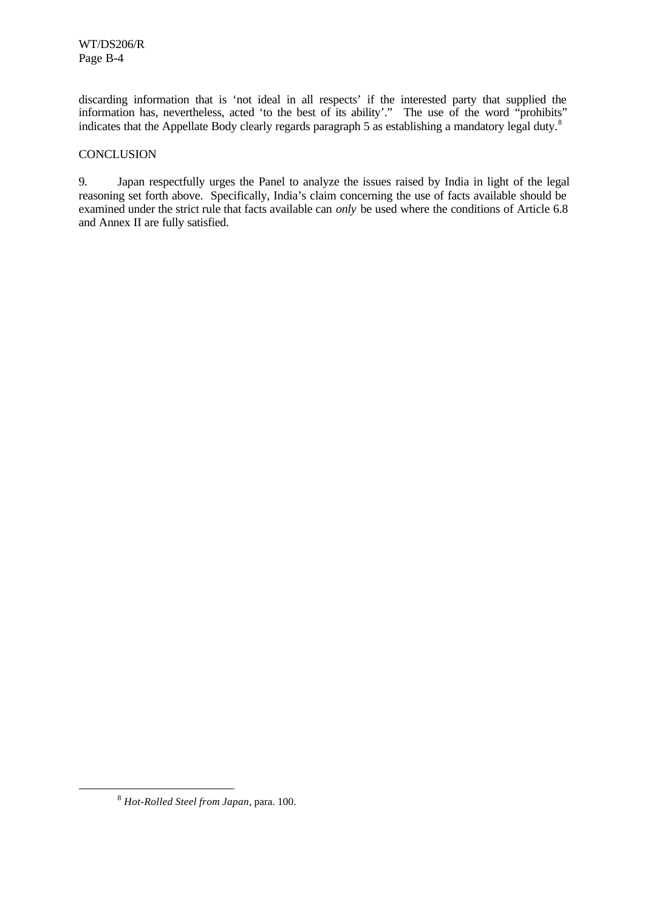discarding information that is 'not ideal in all respects' if the interested party that supplied the information has, nevertheless, acted 'to the best of its ability'." The use of the word "prohibits" indicates that the Appellate Body clearly regards paragraph 5 as establishing a mandatory legal duty.[8]

CONCLUSION

9. Japan respectfully urges the Panel to analyze the issues raised by India in light of the legal reasoning set forth above. Specifically, India's claim concerning the use of facts available should be examined under the strict rule that facts available can *only* be used where the conditions of Article 6.8 and Annex II are fully satisfied.

---

[8] *Hot-Rolled Steel from Japan*, para. 100.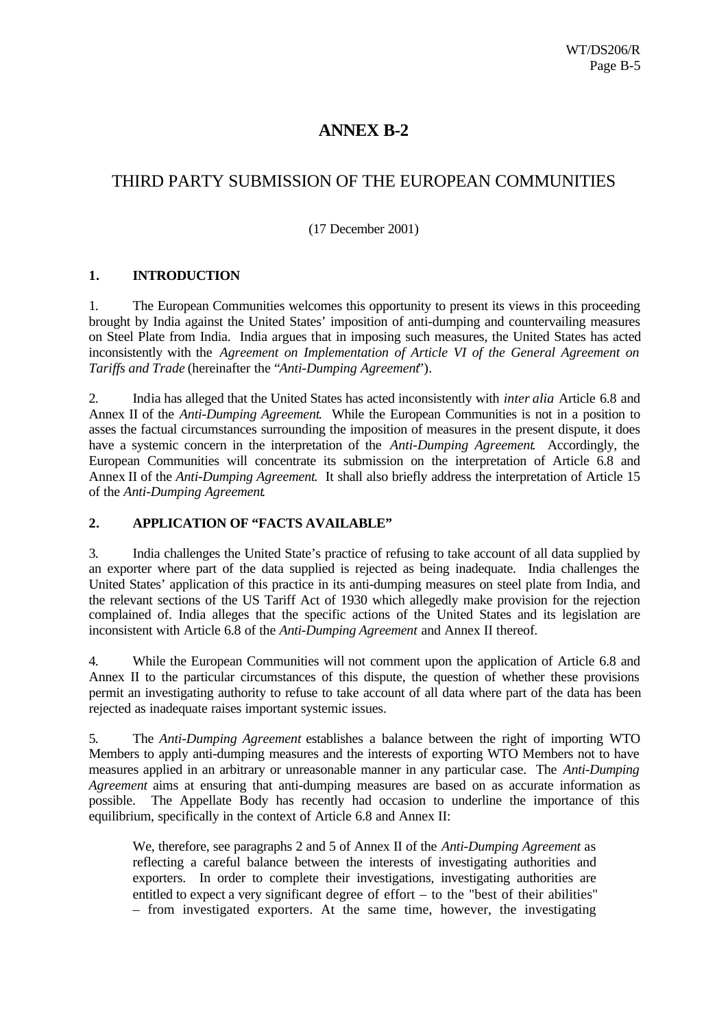# ANNEX B-2

## THIRD PARTY SUBMISSION OF THE EUROPEAN COMMUNITIES

(17 December 2001)

### 1. INTRODUCTION

1. The European Communities welcomes this opportunity to present its views in this proceeding brought by India against the United States' imposition of anti-dumping and countervailing measures on Steel Plate from India. India argues that in imposing such measures, the United States has acted inconsistently with the *Agreement on Implementation of Article VI of the General Agreement on Tariffs and Trade* (hereinafter the "*Anti-Dumping Agreement*").

2. India has alleged that the United States has acted inconsistently with *inter alia* Article 6.8 and Annex II of the *Anti-Dumping Agreement*. While the European Communities is not in a position to asses the factual circumstances surrounding the imposition of measures in the present dispute, it does have a systemic concern in the interpretation of the *Anti-Dumping Agreement*. Accordingly, the European Communities will concentrate its submission on the interpretation of Article 6.8 and Annex II of the *Anti-Dumping Agreement*. It shall also briefly address the interpretation of Article 15 of the *Anti-Dumping Agreement*.

### 2. APPLICATION OF "FACTS AVAILABLE"

3. India challenges the United State's practice of refusing to take account of all data supplied by an exporter where part of the data supplied is rejected as being inadequate. India challenges the United States' application of this practice in its anti-dumping measures on steel plate from India, and the relevant sections of the US Tariff Act of 1930 which allegedly make provision for the rejection complained of. India alleges that the specific actions of the United States and its legislation are inconsistent with Article 6.8 of the *Anti-Dumping Agreement* and Annex II thereof.

4. While the European Communities will not comment upon the application of Article 6.8 and Annex II to the particular circumstances of this dispute, the question of whether these provisions permit an investigating authority to refuse to take account of all data where part of the data has been rejected as inadequate raises important systemic issues.

5. The *Anti-Dumping Agreement* establishes a balance between the right of importing WTO Members to apply anti-dumping measures and the interests of exporting WTO Members not to have measures applied in an arbitrary or unreasonable manner in any particular case. The *Anti-Dumping Agreement* aims at ensuring that anti-dumping measures are based on as accurate information as possible. The Appellate Body has recently had occasion to underline the importance of this equilibrium, specifically in the context of Article 6.8 and Annex II:

> We, therefore, see paragraphs 2 and 5 of Annex II of the *Anti-Dumping Agreement* as reflecting a careful balance between the interests of investigating authorities and exporters. In order to complete their investigations, investigating authorities are entitled to expect a very significant degree of effort – to the "best of their abilities" – from investigated exporters. At the same time, however, the investigating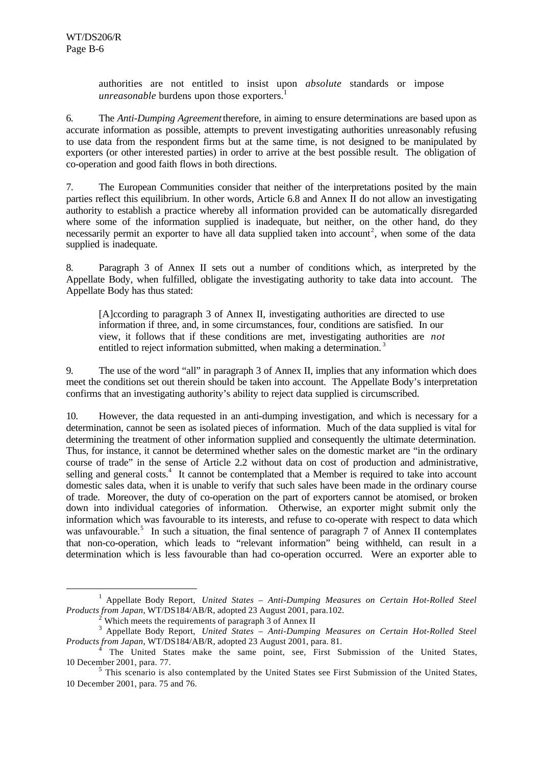> authorities are not entitled to insist upon *absolute* standards or impose *unreasonable* burdens upon those exporters.[1]

6. The *Anti-Dumping Agreement* therefore, in aiming to ensure determinations are based upon as accurate information as possible, attempts to prevent investigating authorities unreasonably refusing to use data from the respondent firms but at the same time, is not designed to be manipulated by exporters (or other interested parties) in order to arrive at the best possible result. The obligation of co-operation and good faith flows in both directions.

7. The European Communities consider that neither of the interpretations posited by the main parties reflect this equilibrium. In other words, Article 6.8 and Annex II do not allow an investigating authority to establish a practice whereby all information provided can be automatically disregarded where some of the information supplied is inadequate, but neither, on the other hand, do they necessarily permit an exporter to have all data supplied taken into account[2], when some of the data supplied is inadequate.

8. Paragraph 3 of Annex II sets out a number of conditions which, as interpreted by the Appellate Body, when fulfilled, obligate the investigating authority to take data into account. The Appellate Body has thus stated:

> [A]ccording to paragraph 3 of Annex II, investigating authorities are directed to use information if three, and, in some circumstances, four, conditions are satisfied. In our view, it follows that if these conditions are met, investigating authorities are *not* entitled to reject information submitted, when making a determination.[3]

9. The use of the word "all" in paragraph 3 of Annex II, implies that any information which does meet the conditions set out therein should be taken into account. The Appellate Body's interpretation confirms that an investigating authority's ability to reject data supplied is circumscribed.

10. However, the data requested in an anti-dumping investigation, and which is necessary for a determination, cannot be seen as isolated pieces of information. Much of the data supplied is vital for determining the treatment of other information supplied and consequently the ultimate determination. Thus, for instance, it cannot be determined whether sales on the domestic market are "in the ordinary course of trade" in the sense of Article 2.2 without data on cost of production and administrative, selling and general costs.[4] It cannot be contemplated that a Member is required to take into account domestic sales data, when it is unable to verify that such sales have been made in the ordinary course of trade. Moreover, the duty of co-operation on the part of exporters cannot be atomised, or broken down into individual categories of information. Otherwise, an exporter might submit only the information which was favourable to its interests, and refuse to co-operate with respect to data which was unfavourable.[5] In such a situation, the final sentence of paragraph 7 of Annex II contemplates that non-co-operation, which leads to "relevant information" being withheld, can result in a determination which is less favourable than had co-operation occurred. Were an exporter able to

---

[1] Appellate Body Report, *United States – Anti-Dumping Measures on Certain Hot-Rolled Steel Products from Japan*, WT/DS184/AB/R, adopted 23 August 2001, para.102.

[2] Which meets the requirements of paragraph 3 of Annex II

[3] Appellate Body Report, *United States – Anti-Dumping Measures on Certain Hot-Rolled Steel Products from Japan*, WT/DS184/AB/R, adopted 23 August 2001, para. 81.

[4] The United States make the same point, see, First Submission of the United States, 10 December 2001, para. 77.

[5] This scenario is also contemplated by the United States see First Submission of the United States, 10 December 2001, para. 75 and 76.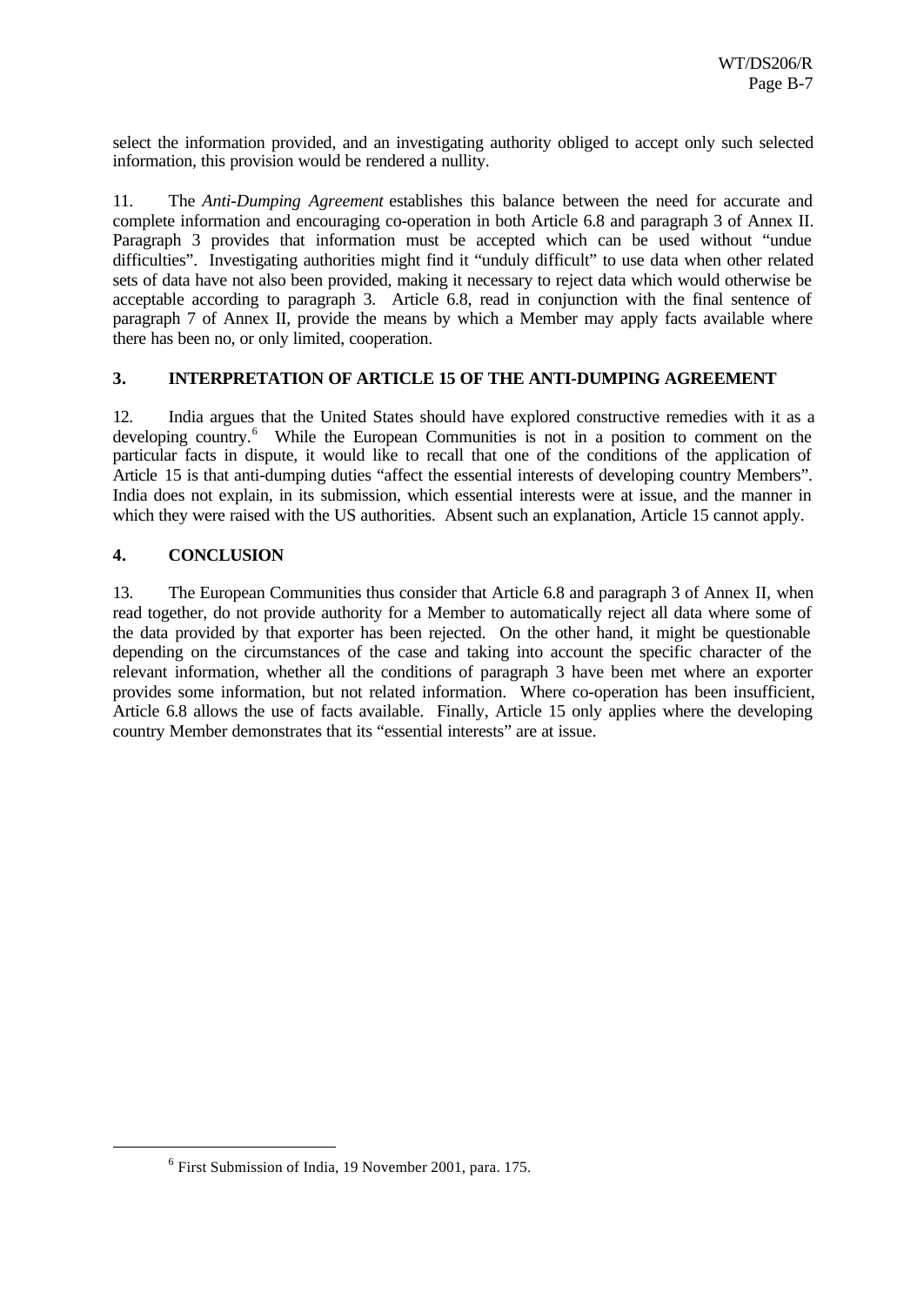select the information provided, and an investigating authority obliged to accept only such selected information, this provision would be rendered a nullity.

11. The *Anti-Dumping Agreement* establishes this balance between the need for accurate and complete information and encouraging co-operation in both Article 6.8 and paragraph 3 of Annex II. Paragraph 3 provides that information must be accepted which can be used without "undue difficulties". Investigating authorities might find it "unduly difficult" to use data when other related sets of data have not also been provided, making it necessary to reject data which would otherwise be acceptable according to paragraph 3. Article 6.8, read in conjunction with the final sentence of paragraph 7 of Annex II, provide the means by which a Member may apply facts available where there has been no, or only limited, cooperation.

## 3. INTERPRETATION OF ARTICLE 15 OF THE ANTI-DUMPING AGREEMENT

12. India argues that the United States should have explored constructive remedies with it as a developing country.[6] While the European Communities is not in a position to comment on the particular facts in dispute, it would like to recall that one of the conditions of the application of Article 15 is that anti-dumping duties "affect the essential interests of developing country Members". India does not explain, in its submission, which essential interests were at issue, and the manner in which they were raised with the US authorities. Absent such an explanation, Article 15 cannot apply.

## 4. CONCLUSION

13. The European Communities thus consider that Article 6.8 and paragraph 3 of Annex II, when read together, do not provide authority for a Member to automatically reject all data where some of the data provided by that exporter has been rejected. On the other hand, it might be questionable depending on the circumstances of the case and taking into account the specific character of the relevant information, whether all the conditions of paragraph 3 have been met where an exporter provides some information, but not related information. Where co-operation has been insufficient, Article 6.8 allows the use of facts available. Finally, Article 15 only applies where the developing country Member demonstrates that its "essential interests" are at issue.

---

[6] First Submission of India, 19 November 2001, para. 175.